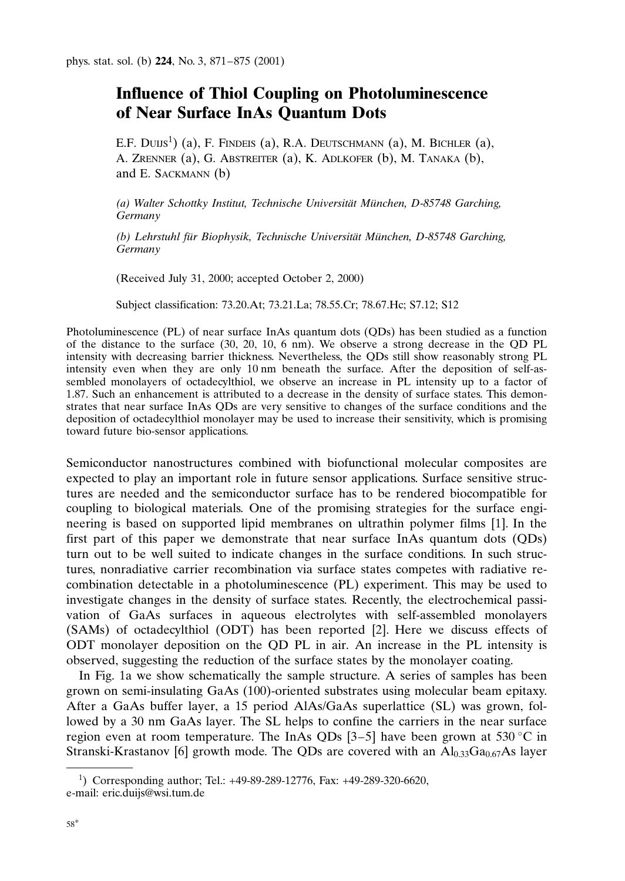# Influence of Thiol Coupling on Photoluminescence of Near Surface InAs Quantum Dots

E.F. Duijs[1] (a), F. Findeis (a), R.A. Deutschmann (a), M. Bichler (a), A. Zrenner (a), G. Abstreiter (a), K. Adlkofer (b), M. Tanaka (b), and E. Sackmann (b)

*(a) Walter Schottky Institut, Technische Universität München, D-85748 Garching, Germany*

*(b) Lehrstuhl für Biophysik, Technische Universität München, D-85748 Garching, Germany*

(Received July 31, 2000; accepted October 2, 2000)

Subject classification: 73.20.At; 73.21.La; 78.55.Cr; 78.67.Hc; S7.12; S12

Photoluminescence (PL) of near surface InAs quantum dots (QDs) has been studied as a function of the distance to the surface (30, 20, 10, 6 nm). We observe a strong decrease in the QD PL intensity with decreasing barrier thickness. Nevertheless, the QDs still show reasonably strong PL intensity even when they are only 10 nm beneath the surface. After the deposition of self-assembled monolayers of octadecylthiol, we observe an increase in PL intensity up to a factor of 1.87. Such an enhancement is attributed to a decrease in the density of surface states. This demonstrates that near surface InAs QDs are very sensitive to changes of the surface conditions and the deposition of octadecylthiol monolayer may be used to increase their sensitivity, which is promising toward future bio-sensor applications.

Semiconductor nanostructures combined with biofunctional molecular composites are expected to play an important role in future sensor applications. Surface sensitive structures are needed and the semiconductor surface has to be rendered biocompatible for coupling to biological materials. One of the promising strategies for the surface engineering is based on supported lipid membranes on ultrathin polymer films [1]. In the first part of this paper we demonstrate that near surface InAs quantum dots (QDs) turn out to be well suited to indicate changes in the surface conditions. In such structures, nonradiative carrier recombination via surface states competes with radiative recombination detectable in a photoluminescence (PL) experiment. This may be used to investigate changes in the density of surface states. Recently, the electrochemical passivation of GaAs surfaces in aqueous electrolytes with self-assembled monolayers (SAMs) of octadecylthiol (ODT) has been reported [2]. Here we discuss effects of ODT monolayer deposition on the QD PL in air. An increase in the PL intensity is observed, suggesting the reduction of the surface states by the monolayer coating.

In Fig. 1a we show schematically the sample structure. A series of samples has been grown on semi-insulating GaAs (100)-oriented substrates using molecular beam epitaxy. After a GaAs buffer layer, a 15 period AlAs/GaAs superlattice (SL) was grown, followed by a 30 nm GaAs layer. The SL helps to confine the carriers in the near surface region even at room temperature. The InAs QDs [3–5] have been grown at 530 °C in Stranski-Krastanov [6] growth mode. The QDs are covered with an $Al_{0.33}Ga_{0.67}As$ layer

[1]) Corresponding author; Tel.: +49-89-289-12776, Fax: +49-289-320-6620, e-mail: eric.duijs@wsi.tum.de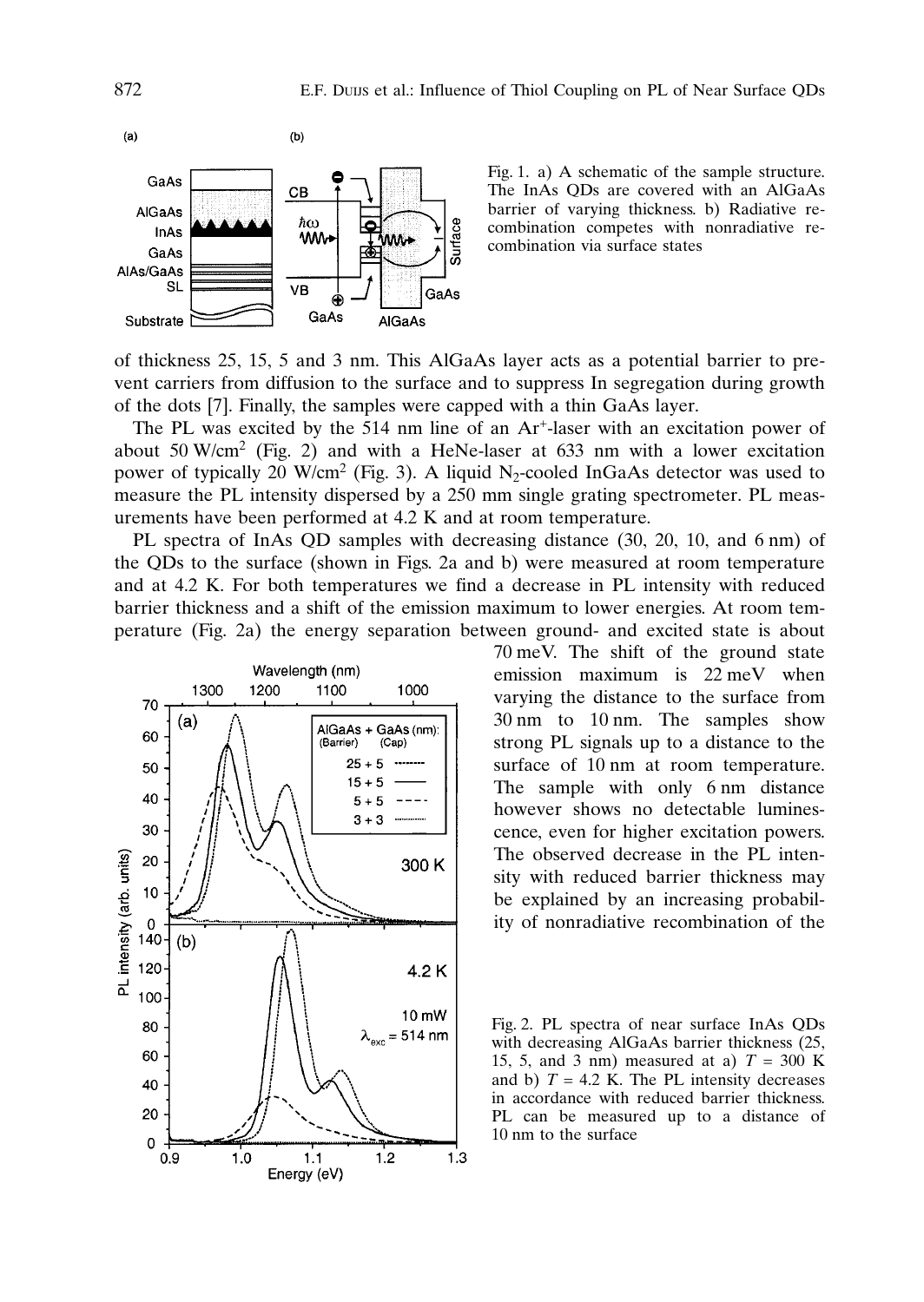Fig. 1. a) A schematic of the sample structure. The InAs QDs are covered with an AlGaAs barrier of varying thickness. b) Radiative recombination competes with nonradiative recombination via surface states

of thickness 25, 15, 5 and 3 nm. This AlGaAs layer acts as a potential barrier to prevent carriers from diffusion to the surface and to suppress In segregation during growth of the dots [7]. Finally, the samples were capped with a thin GaAs layer.

The PL was excited by the 514 nm line of an $Ar^+$-laser with an excitation power of about 50 W/cm$^2$ (Fig. 2) and with a HeNe-laser at 633 nm with a lower excitation power of typically 20 W/cm$^2$ (Fig. 3). A liquid $N_2$-cooled InGaAs detector was used to measure the PL intensity dispersed by a 250 mm single grating spectrometer. PL measurements have been performed at 4.2 K and at room temperature.

PL spectra of InAs QD samples with decreasing distance (30, 20, 10, and 6 nm) of the QDs to the surface (shown in Figs. 2a and b) were measured at room temperature and at 4.2 K. For both temperatures we find a decrease in PL intensity with reduced barrier thickness and a shift of the emission maximum to lower energies. At room temperature (Fig. 2a) the energy separation between ground- and excited state is about 70 meV. The shift of the ground state emission maximum is 22 meV when varying the distance to the surface from 30 nm to 10 nm. The samples show strong PL signals up to a distance to the surface of 10 nm at room temperature. The sample with only 6 nm distance however shows no detectable luminescence, even for higher excitation powers. The observed decrease in the PL intensity with reduced barrier thickness may be explained by an increasing probability of nonradiative recombination of the

Fig. 2. PL spectra of near surface InAs QDs with decreasing AlGaAs barrier thickness (25, 15, 5, and 3 nm) measured at a) $T$ = 300 K and b) $T$ = 4.2 K. The PL intensity decreases in accordance with reduced barrier thickness. PL can be measured up to a distance of 10 nm to the surface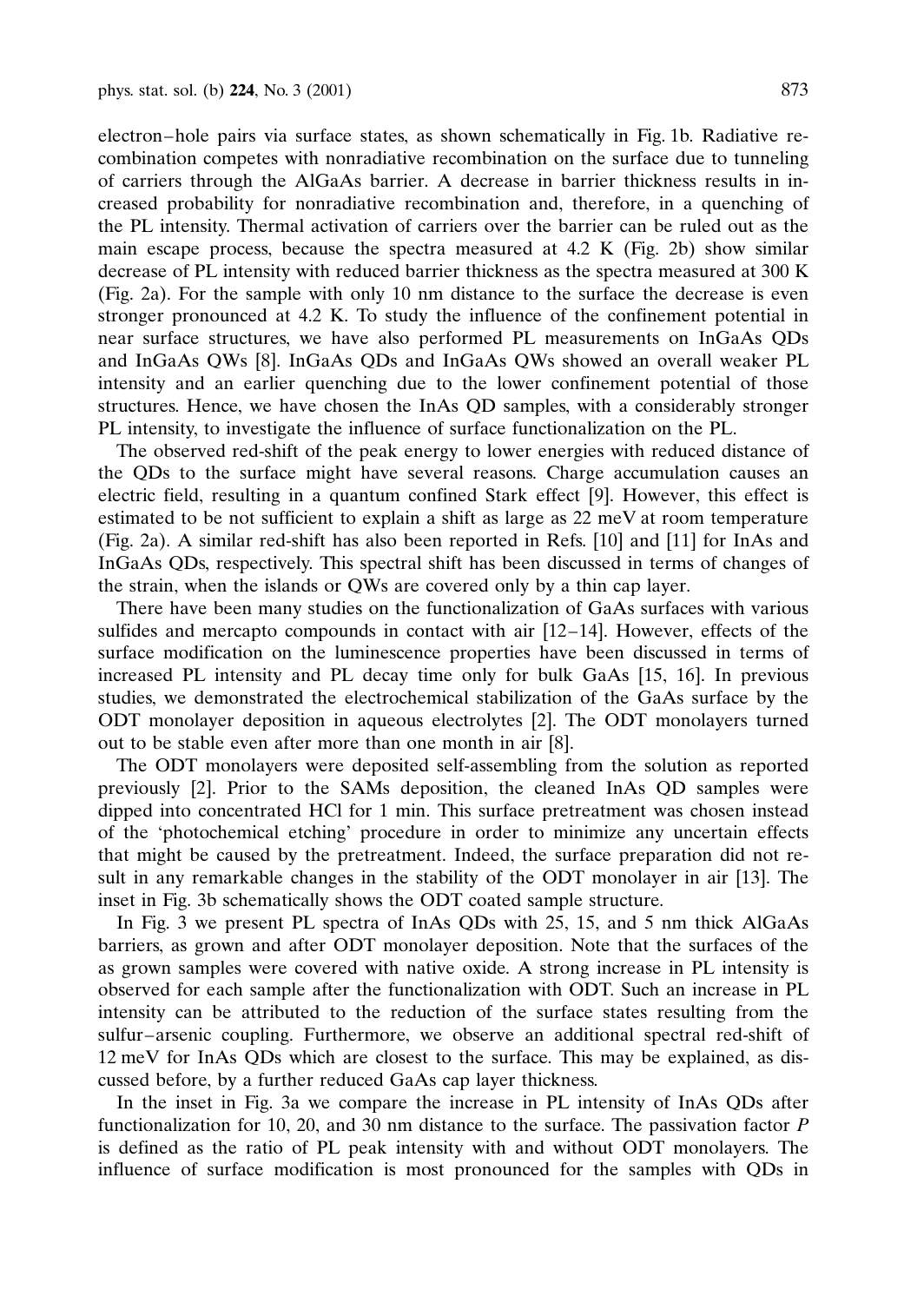electron–hole pairs via surface states, as shown schematically in Fig. 1b. Radiative recombination competes with nonradiative recombination on the surface due to tunneling of carriers through the AlGaAs barrier. A decrease in barrier thickness results in increased probability for nonradiative recombination and, therefore, in a quenching of the PL intensity. Thermal activation of carriers over the barrier can be ruled out as the main escape process, because the spectra measured at 4.2 K (Fig. 2b) show similar decrease of PL intensity with reduced barrier thickness as the spectra measured at 300 K (Fig. 2a). For the sample with only 10 nm distance to the surface the decrease is even stronger pronounced at 4.2 K. To study the influence of the confinement potential in near surface structures, we have also performed PL measurements on InGaAs QDs and InGaAs QWs [8]. InGaAs QDs and InGaAs QWs showed an overall weaker PL intensity and an earlier quenching due to the lower confinement potential of those structures. Hence, we have chosen the InAs QD samples, with a considerably stronger PL intensity, to investigate the influence of surface functionalization on the PL.

The observed red-shift of the peak energy to lower energies with reduced distance of the QDs to the surface might have several reasons. Charge accumulation causes an electric field, resulting in a quantum confined Stark effect [9]. However, this effect is estimated to be not sufficient to explain a shift as large as 22 meV at room temperature (Fig. 2a). A similar red-shift has also been reported in Refs. [10] and [11] for InAs and InGaAs QDs, respectively. This spectral shift has been discussed in terms of changes of the strain, when the islands or QWs are covered only by a thin cap layer.

There have been many studies on the functionalization of GaAs surfaces with various sulfides and mercapto compounds in contact with air [12–14]. However, effects of the surface modification on the luminescence properties have been discussed in terms of increased PL intensity and PL decay time only for bulk GaAs [15, 16]. In previous studies, we demonstrated the electrochemical stabilization of the GaAs surface by the ODT monolayer deposition in aqueous electrolytes [2]. The ODT monolayers turned out to be stable even after more than one month in air [8].

The ODT monolayers were deposited self-assembling from the solution as reported previously [2]. Prior to the SAMs deposition, the cleaned InAs QD samples were dipped into concentrated HCl for 1 min. This surface pretreatment was chosen instead of the 'photochemical etching' procedure in order to minimize any uncertain effects that might be caused by the pretreatment. Indeed, the surface preparation did not result in any remarkable changes in the stability of the ODT monolayer in air [13]. The inset in Fig. 3b schematically shows the ODT coated sample structure.

In Fig. 3 we present PL spectra of InAs QDs with 25, 15, and 5 nm thick AlGaAs barriers, as grown and after ODT monolayer deposition. Note that the surfaces of the as grown samples were covered with native oxide. A strong increase in PL intensity is observed for each sample after the functionalization with ODT. Such an increase in PL intensity can be attributed to the reduction of the surface states resulting from the sulfur–arsenic coupling. Furthermore, we observe an additional spectral red-shift of 12 meV for InAs QDs which are closest to the surface. This may be explained, as discussed before, by a further reduced GaAs cap layer thickness.

In the inset in Fig. 3a we compare the increase in PL intensity of InAs QDs after functionalization for 10, 20, and 30 nm distance to the surface. The passivation factor $P$ is defined as the ratio of PL peak intensity with and without ODT monolayers. The influence of surface modification is most pronounced for the samples with QDs in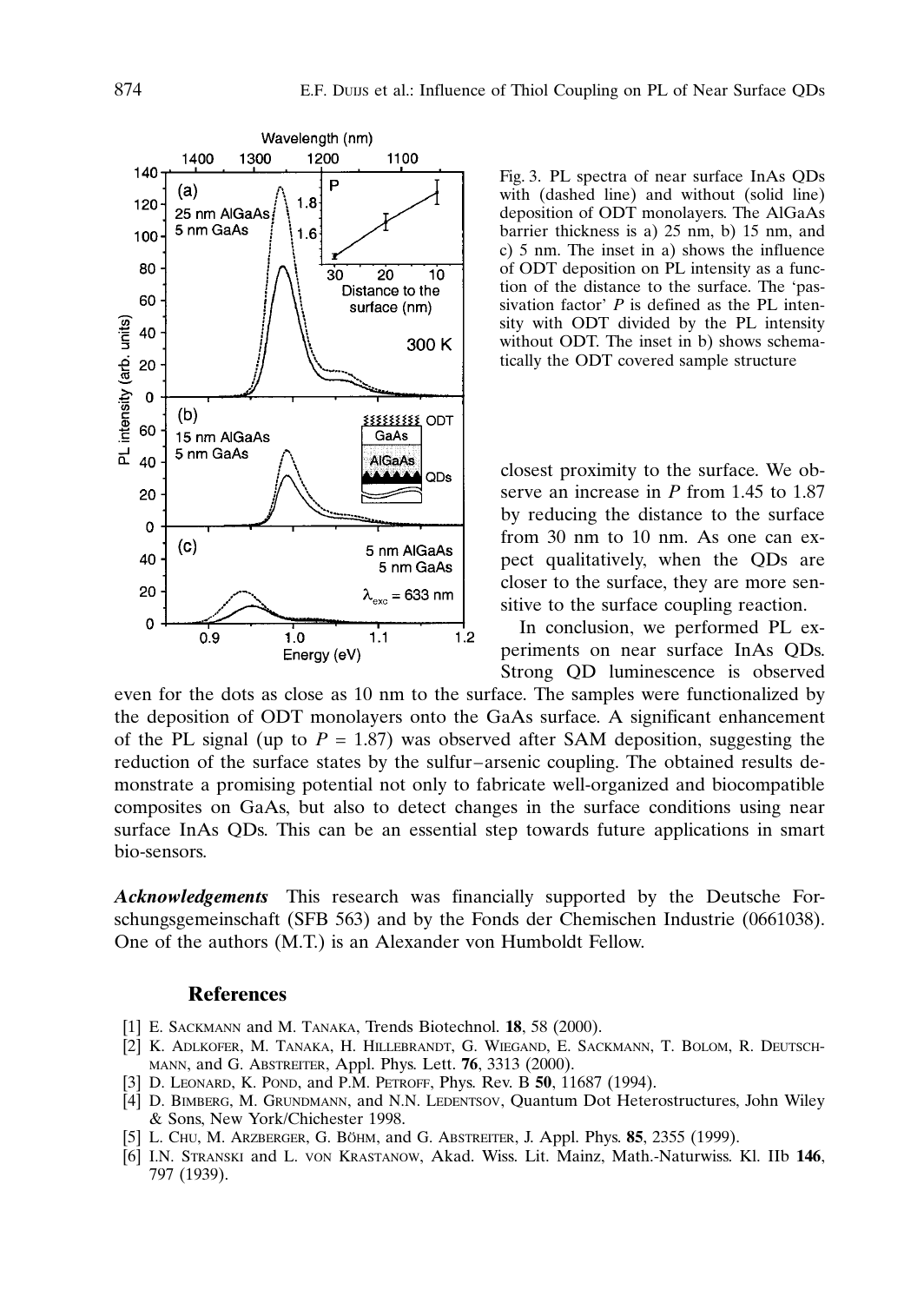Fig. 3. PL spectra of near surface InAs QDs with (dashed line) and without (solid line) deposition of ODT monolayers. The AlGaAs barrier thickness is a) 25 nm, b) 15 nm, and c) 5 nm. The inset in a) shows the influence of ODT deposition on PL intensity as a function of the distance to the surface. The 'passivation factor' $P$ is defined as the PL intensity with ODT divided by the PL intensity without ODT. The inset in b) shows schematically the ODT covered sample structure

closest proximity to the surface. We observe an increase in $P$ from 1.45 to 1.87 by reducing the distance to the surface from 30 nm to 10 nm. As one can expect qualitatively, when the QDs are closer to the surface, they are more sensitive to the surface coupling reaction.

In conclusion, we performed PL experiments on near surface InAs QDs. Strong QD luminescence is observed even for the dots as close as 10 nm to the surface. The samples were functionalized by the deposition of ODT monolayers onto the GaAs surface. A significant enhancement of the PL signal (up to $P = 1.87$) was observed after SAM deposition, suggesting the reduction of the surface states by the sulfur–arsenic coupling. The obtained results demonstrate a promising potential not only to fabricate well-organized and biocompatible composites on GaAs, but also to detect changes in the surface conditions using near surface InAs QDs. This can be an essential step towards future applications in smart bio-sensors.

***Acknowledgements*** This research was financially supported by the Deutsche Forschungsgemeinschaft (SFB 563) and by the Fonds der Chemischen Industrie (0661038). One of the authors (M.T.) is an Alexander von Humboldt Fellow.

## References

[1] E. Sackmann and M. Tanaka, Trends Biotechnol. **18**, 58 (2000).

[2] K. Adlkofer, M. Tanaka, H. Hillebrandt, G. Wiegand, E. Sackmann, T. Bolom, R. Deutschmann, and G. Abstreiter, Appl. Phys. Lett. **76**, 3313 (2000).

[3] D. Leonard, K. Pond, and P.M. Petroff, Phys. Rev. B **50**, 11687 (1994).

[4] D. Bimberg, M. Grundmann, and N.N. Ledentsov, Quantum Dot Heterostructures, John Wiley & Sons, New York/Chichester 1998.

[5] L. Chu, M. Arzberger, G. Böhm, and G. Abstreiter, J. Appl. Phys. **85**, 2355 (1999).

[6] I.N. Stranski and L. von Krastanow, Akad. Wiss. Lit. Mainz, Math.-Naturwiss. Kl. IIb **146**, 797 (1939).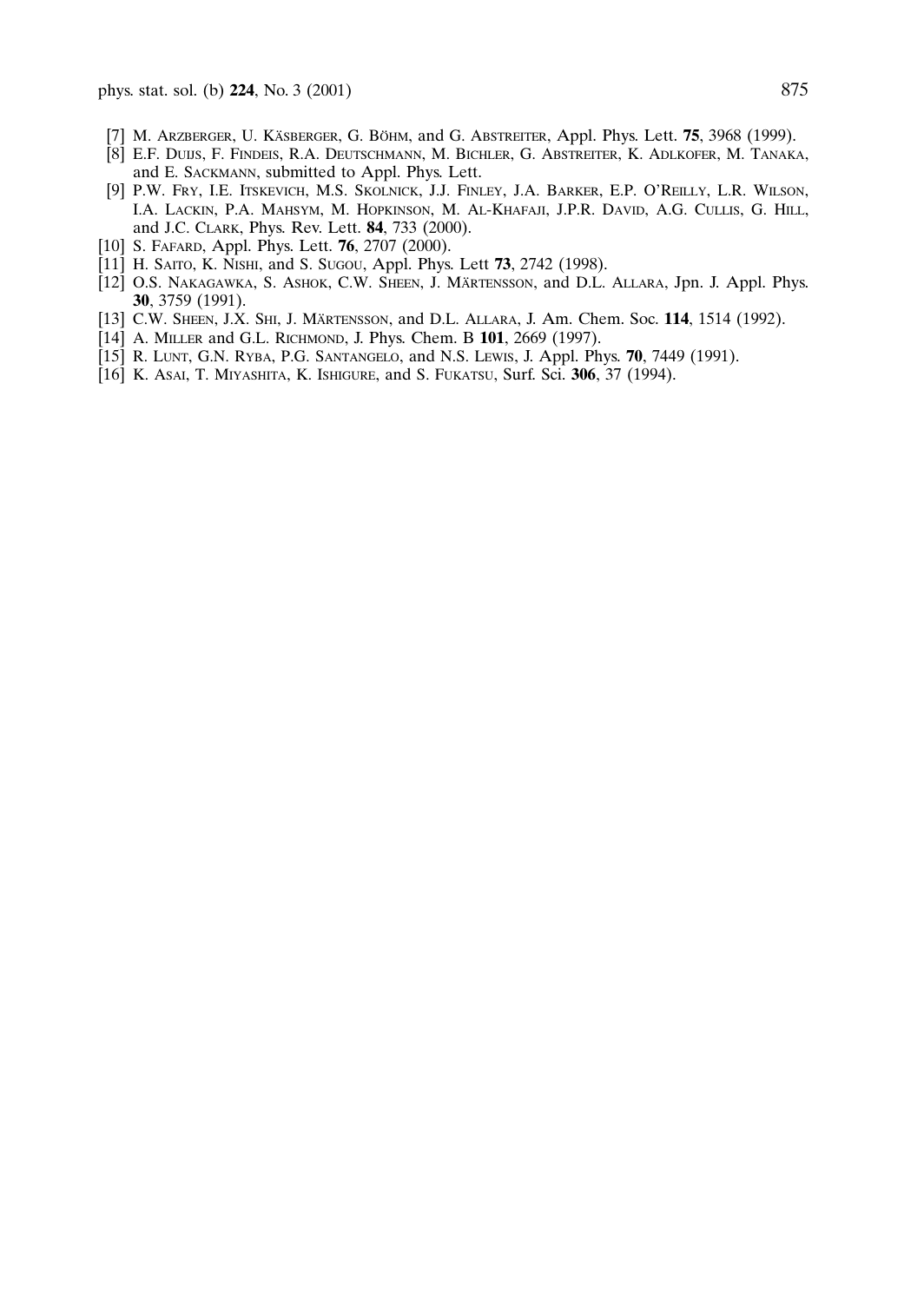[7] M. Arzberger, U. Käsberger, G. Böhm, and G. Abstreiter, Appl. Phys. Lett. **75**, 3968 (1999).

[8] E.F. Duijs, F. Findeis, R.A. Deutschmann, M. Bichler, G. Abstreiter, K. Adlkofer, M. Tanaka, and E. Sackmann, submitted to Appl. Phys. Lett.

[9] P.W. Fry, I.E. Itskevich, M.S. Skolnick, J.J. Finley, J.A. Barker, E.P. O'Reilly, L.R. Wilson, I.A. Lackin, P.A. Mahsym, M. Hopkinson, M. Al-Khafaji, J.P.R. David, A.G. Cullis, G. Hill, and J.C. Clark, Phys. Rev. Lett. **84**, 733 (2000).

[10] S. Fafard, Appl. Phys. Lett. **76**, 2707 (2000).

[11] H. Saito, K. Nishi, and S. Sugou, Appl. Phys. Lett **73**, 2742 (1998).

[12] O.S. Nakagawka, S. Ashok, C.W. Sheen, J. Märtensson, and D.L. Allara, Jpn. J. Appl. Phys. **30**, 3759 (1991).

[13] C.W. Sheen, J.X. Shi, J. Märtensson, and D.L. Allara, J. Am. Chem. Soc. **114**, 1514 (1992).

[14] A. Miller and G.L. Richmond, J. Phys. Chem. B **101**, 2669 (1997).

[15] R. Lunt, G.N. Ryba, P.G. Santangelo, and N.S. Lewis, J. Appl. Phys. **70**, 7449 (1991).

[16] K. Asai, T. Miyashita, K. Ishigure, and S. Fukatsu, Surf. Sci. **306**, 37 (1994).